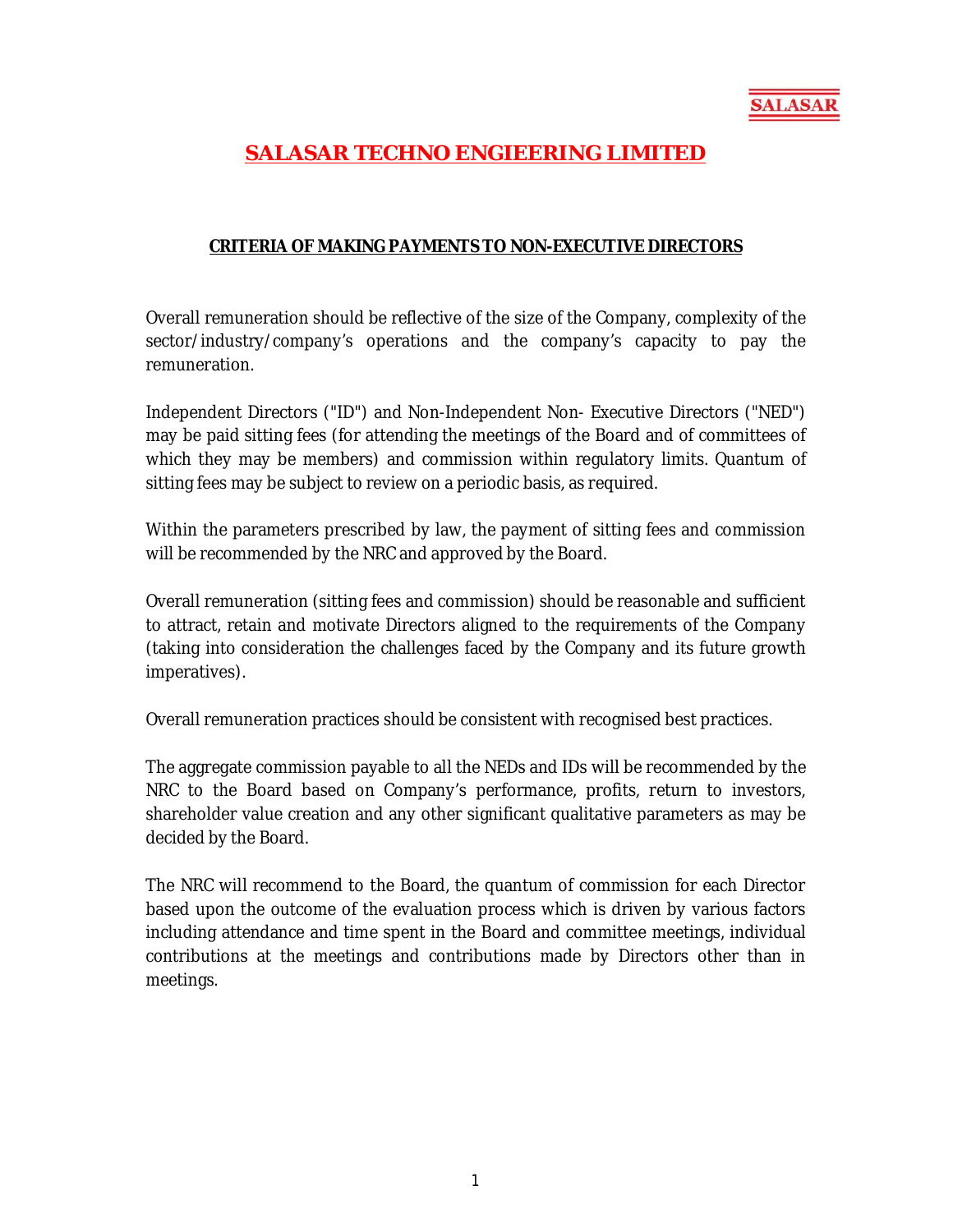SALASAR

# SALASAR TECHNO ENGIEERING LIMITED

## CRITERIA OF MAKING PAYMENTS TO NON-EXECUTIVE DIRECTORS

Overall remuneration should be reflective of the size of the Company, complexity of the sector/industry/company's operations and the company's capacity to pay the remuneration.

Independent Directors ("ID") and Non-Independent Non- Executive Directors ("NED") may be paid sitting fees (for attending the meetings of the Board and of committees of which they may be members) and commission within regulatory limits. Quantum of sitting fees may be subject to review on a periodic basis, as required.

Within the parameters prescribed by law, the payment of sitting fees and commission will be recommended by the NRC and approved by the Board.

Overall remuneration (sitting fees and commission) should be reasonable and sufficient to attract, retain and motivate Directors aligned to the requirements of the Company (taking into consideration the challenges faced by the Company and its future growth imperatives).

Overall remuneration practices should be consistent with recognised best practices.

The aggregate commission payable to all the NEDs and IDs will be recommended by the NRC to the Board based on Company's performance, profits, return to investors, shareholder value creation and any other significant qualitative parameters as may be decided by the Board.

The NRC will recommend to the Board, the quantum of commission for each Director based upon the outcome of the evaluation process which is driven by various factors including attendance and time spent in the Board and committee meetings, individual contributions at the meetings and contributions made by Directors other than in meetings.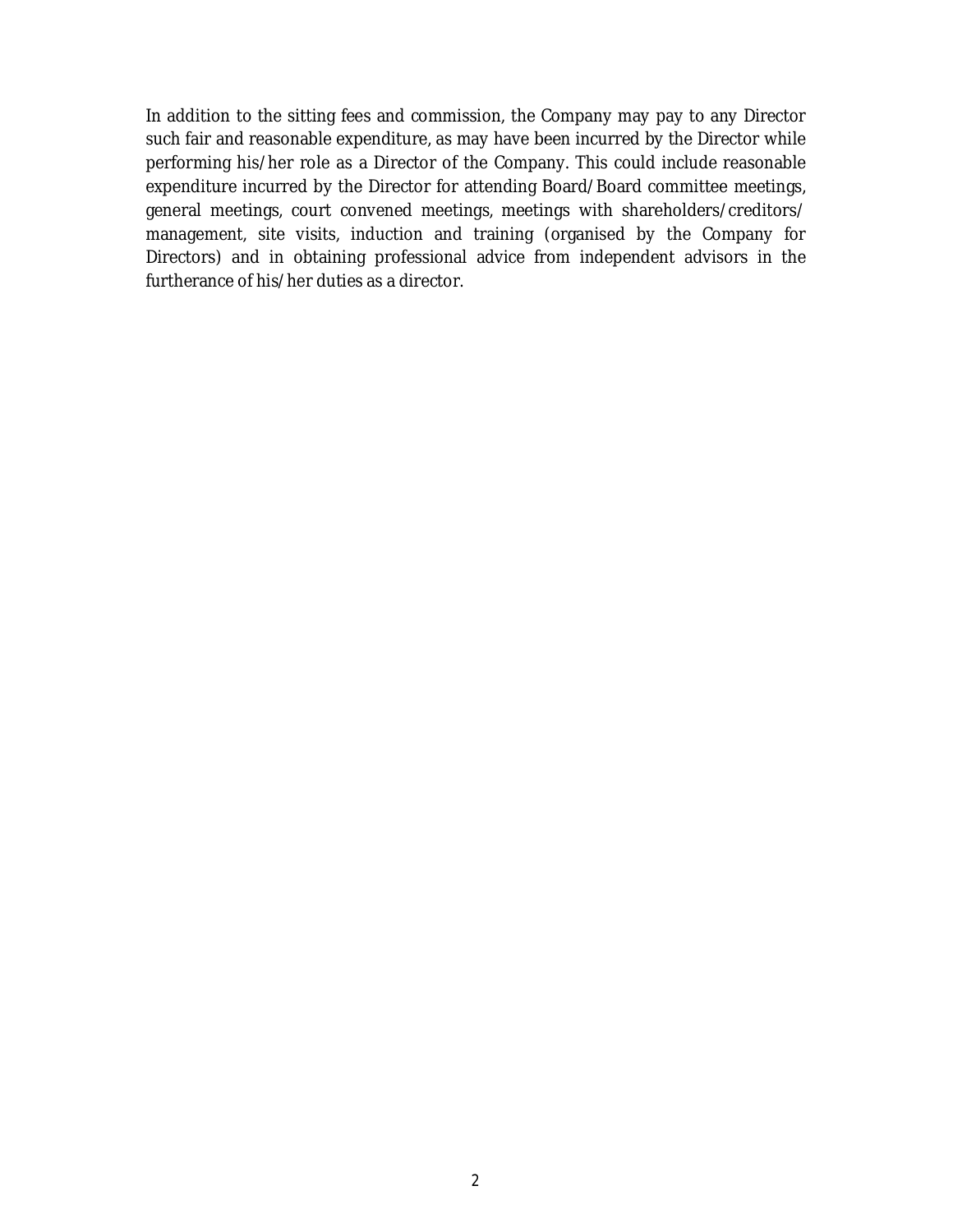In addition to the sitting fees and commission, the Company may pay to any Director such fair and reasonable expenditure, as may have been incurred by the Director while performing his/her role as a Director of the Company. This could include reasonable expenditure incurred by the Director for attending Board/Board committee meetings, general meetings, court convened meetings, meetings with shareholders/creditors/ management, site visits, induction and training (organised by the Company for Directors) and in obtaining professional advice from independent advisors in the furtherance of his/her duties as a director.